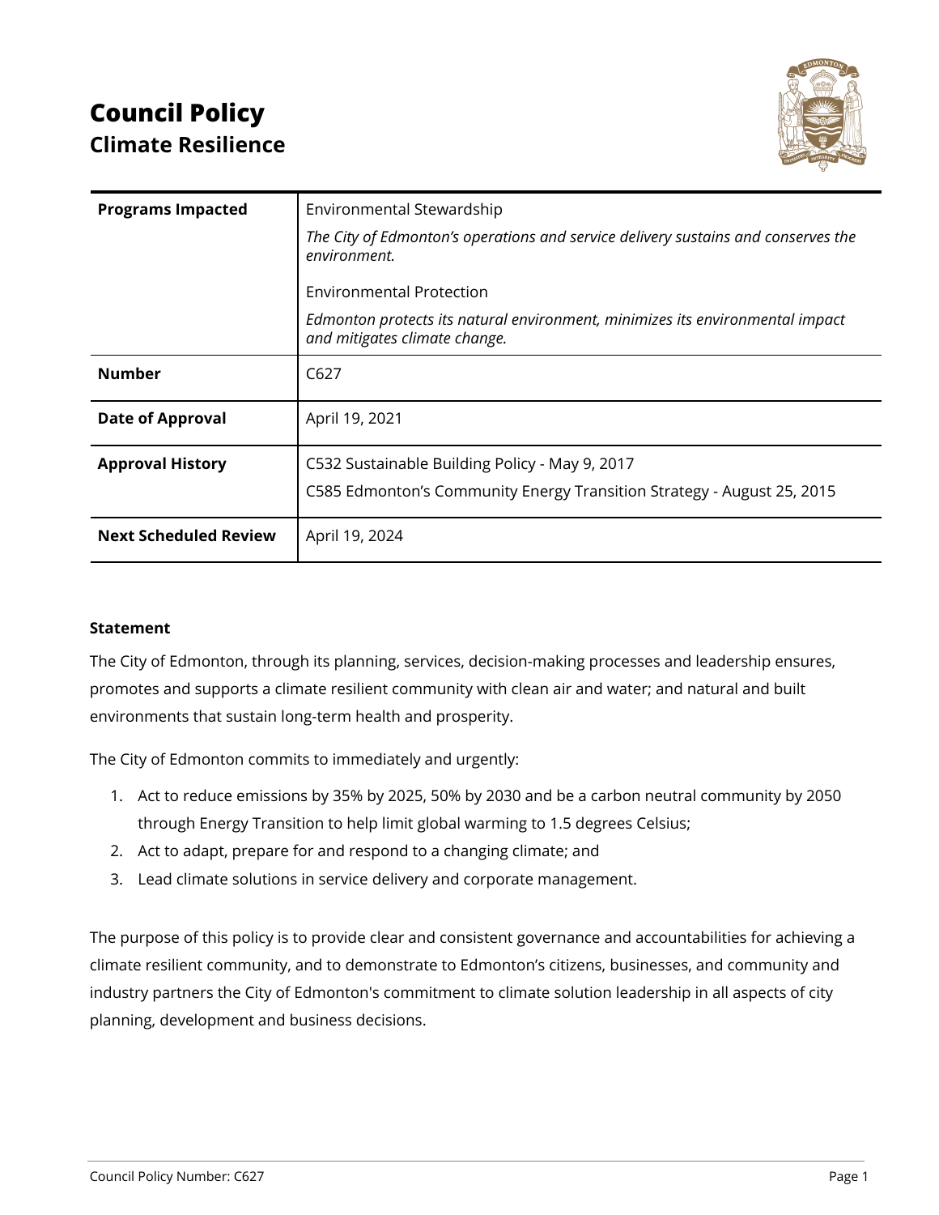# Council Policy

## Climate Resilience

| | |
|---|---|
| **Programs Impacted** | Environmental Stewardship<br>*The City of Edmonton's operations and service delivery sustains and conserves the environment.*<br>Environmental Protection<br>*Edmonton protects its natural environment, minimizes its environmental impact and mitigates climate change.* |
| **Number** | C627 |
| **Date of Approval** | April 19, 2021 |
| **Approval History** | C532 Sustainable Building Policy - May 9, 2017<br>C585 Edmonton's Community Energy Transition Strategy - August 25, 2015 |
| **Next Scheduled Review** | April 19, 2024 |

**Statement**

The City of Edmonton, through its planning, services, decision-making processes and leadership ensures, promotes and supports a climate resilient community with clean air and water; and natural and built environments that sustain long-term health and prosperity.

The City of Edmonton commits to immediately and urgently:

1. Act to reduce emissions by 35% by 2025, 50% by 2030 and be a carbon neutral community by 2050 through Energy Transition to help limit global warming to 1.5 degrees Celsius;
2. Act to adapt, prepare for and respond to a changing climate; and
3. Lead climate solutions in service delivery and corporate management.

The purpose of this policy is to provide clear and consistent governance and accountabilities for achieving a climate resilient community, and to demonstrate to Edmonton's citizens, businesses, and community and industry partners the City of Edmonton's commitment to climate solution leadership in all aspects of city planning, development and business decisions.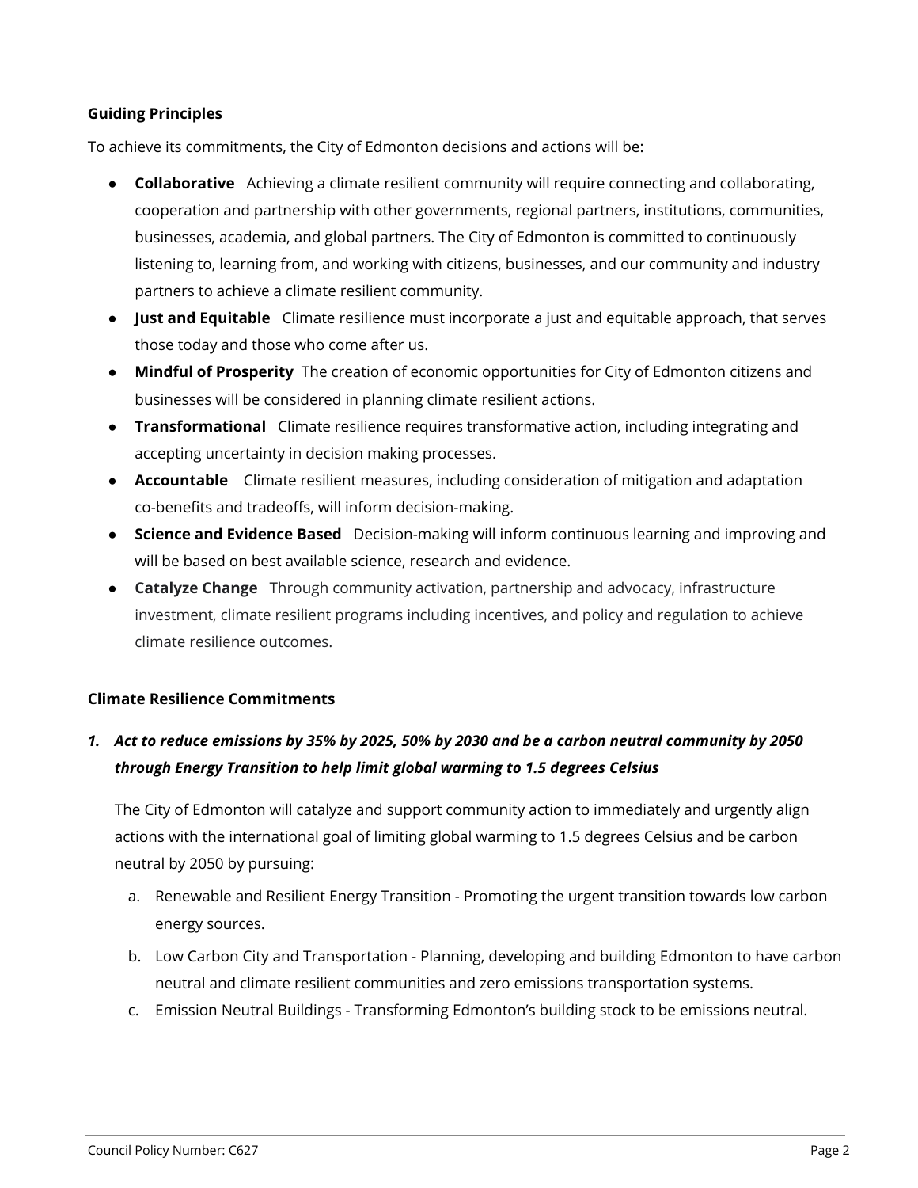**Guiding Principles**

To achieve its commitments, the City of Edmonton decisions and actions will be:

- **Collaborative** Achieving a climate resilient community will require connecting and collaborating, cooperation and partnership with other governments, regional partners, institutions, communities, businesses, academia, and global partners. The City of Edmonton is committed to continuously listening to, learning from, and working with citizens, businesses, and our community and industry partners to achieve a climate resilient community.
- **Just and Equitable** Climate resilience must incorporate a just and equitable approach, that serves those today and those who come after us.
- **Mindful of Prosperity** The creation of economic opportunities for City of Edmonton citizens and businesses will be considered in planning climate resilient actions.
- **Transformational** Climate resilience requires transformative action, including integrating and accepting uncertainty in decision making processes.
- **Accountable** Climate resilient measures, including consideration of mitigation and adaptation co-benefits and tradeoffs, will inform decision-making.
- **Science and Evidence Based** Decision-making will inform continuous learning and improving and will be based on best available science, research and evidence.
- **Catalyze Change** Through community activation, partnership and advocacy, infrastructure investment, climate resilient programs including incentives, and policy and regulation to achieve climate resilience outcomes.

**Climate Resilience Commitments**

1. ***Act to reduce emissions by 35% by 2025, 50% by 2030 and be a carbon neutral community by 2050 through Energy Transition to help limit global warming to 1.5 degrees Celsius***

   The City of Edmonton will catalyze and support community action to immediately and urgently align actions with the international goal of limiting global warming to 1.5 degrees Celsius and be carbon neutral by 2050 by pursuing:

   a. Renewable and Resilient Energy Transition - Promoting the urgent transition towards low carbon energy sources.

   b. Low Carbon City and Transportation - Planning, developing and building Edmonton to have carbon neutral and climate resilient communities and zero emissions transportation systems.

   c. Emission Neutral Buildings - Transforming Edmonton's building stock to be emissions neutral.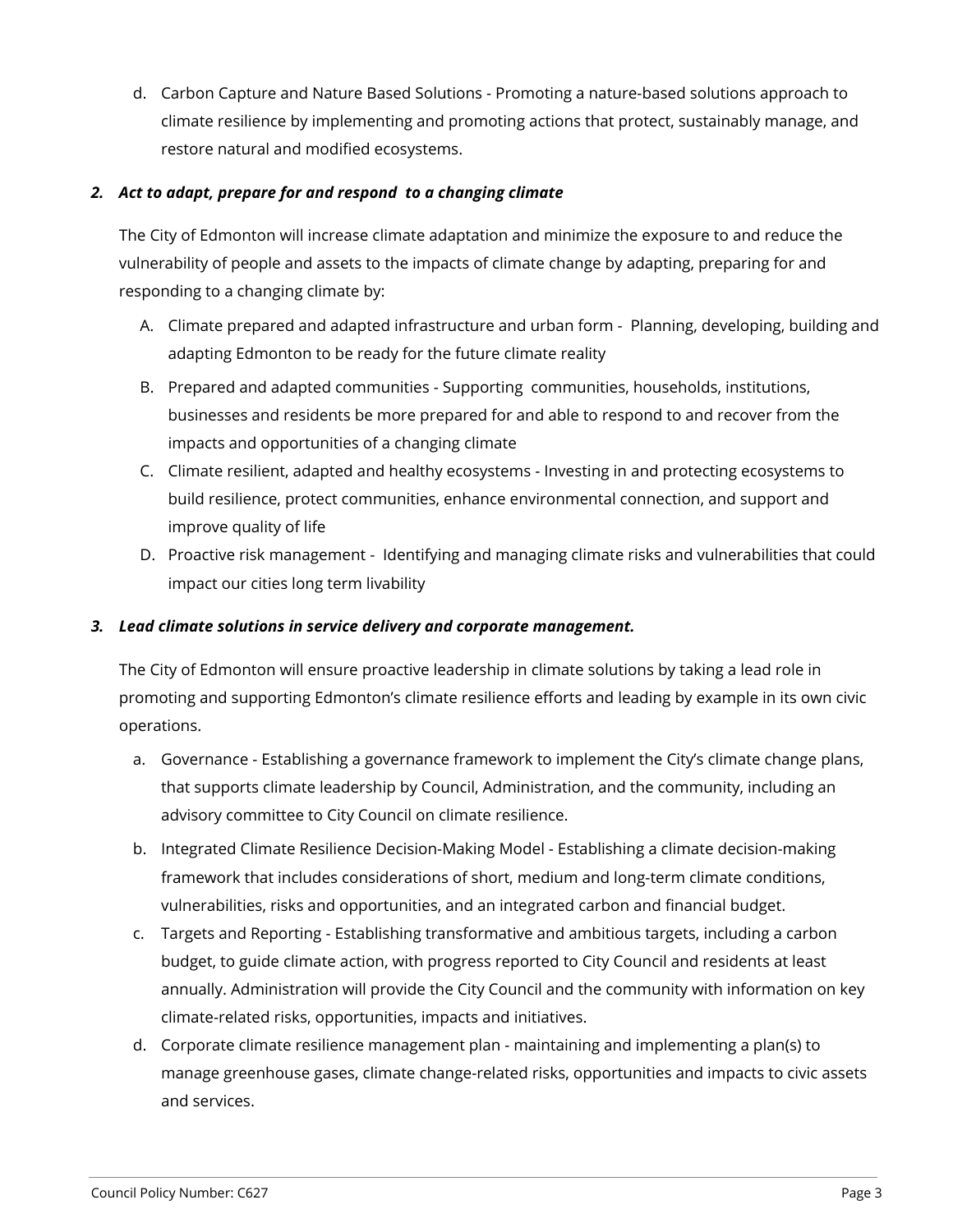d. Carbon Capture and Nature Based Solutions - Promoting a nature-based solutions approach to climate resilience by implementing and promoting actions that protect, sustainably manage, and restore natural and modified ecosystems.

***2. Act to adapt, prepare for and respond to a changing climate***

The City of Edmonton will increase climate adaptation and minimize the exposure to and reduce the vulnerability of people and assets to the impacts of climate change by adapting, preparing for and responding to a changing climate by:

A. Climate prepared and adapted infrastructure and urban form - Planning, developing, building and adapting Edmonton to be ready for the future climate reality
B. Prepared and adapted communities - Supporting communities, households, institutions, businesses and residents be more prepared for and able to respond to and recover from the impacts and opportunities of a changing climate
C. Climate resilient, adapted and healthy ecosystems - Investing in and protecting ecosystems to build resilience, protect communities, enhance environmental connection, and support and improve quality of life
D. Proactive risk management - Identifying and managing climate risks and vulnerabilities that could impact our cities long term livability

***3. Lead climate solutions in service delivery and corporate management.***

The City of Edmonton will ensure proactive leadership in climate solutions by taking a lead role in promoting and supporting Edmonton's climate resilience efforts and leading by example in its own civic operations.

a. Governance - Establishing a governance framework to implement the City's climate change plans, that supports climate leadership by Council, Administration, and the community, including an advisory committee to City Council on climate resilience.
b. Integrated Climate Resilience Decision-Making Model - Establishing a climate decision-making framework that includes considerations of short, medium and long-term climate conditions, vulnerabilities, risks and opportunities, and an integrated carbon and financial budget.
c. Targets and Reporting - Establishing transformative and ambitious targets, including a carbon budget, to guide climate action, with progress reported to City Council and residents at least annually. Administration will provide the City Council and the community with information on key climate-related risks, opportunities, impacts and initiatives.
d. Corporate climate resilience management plan - maintaining and implementing a plan(s) to manage greenhouse gases, climate change-related risks, opportunities and impacts to civic assets and services.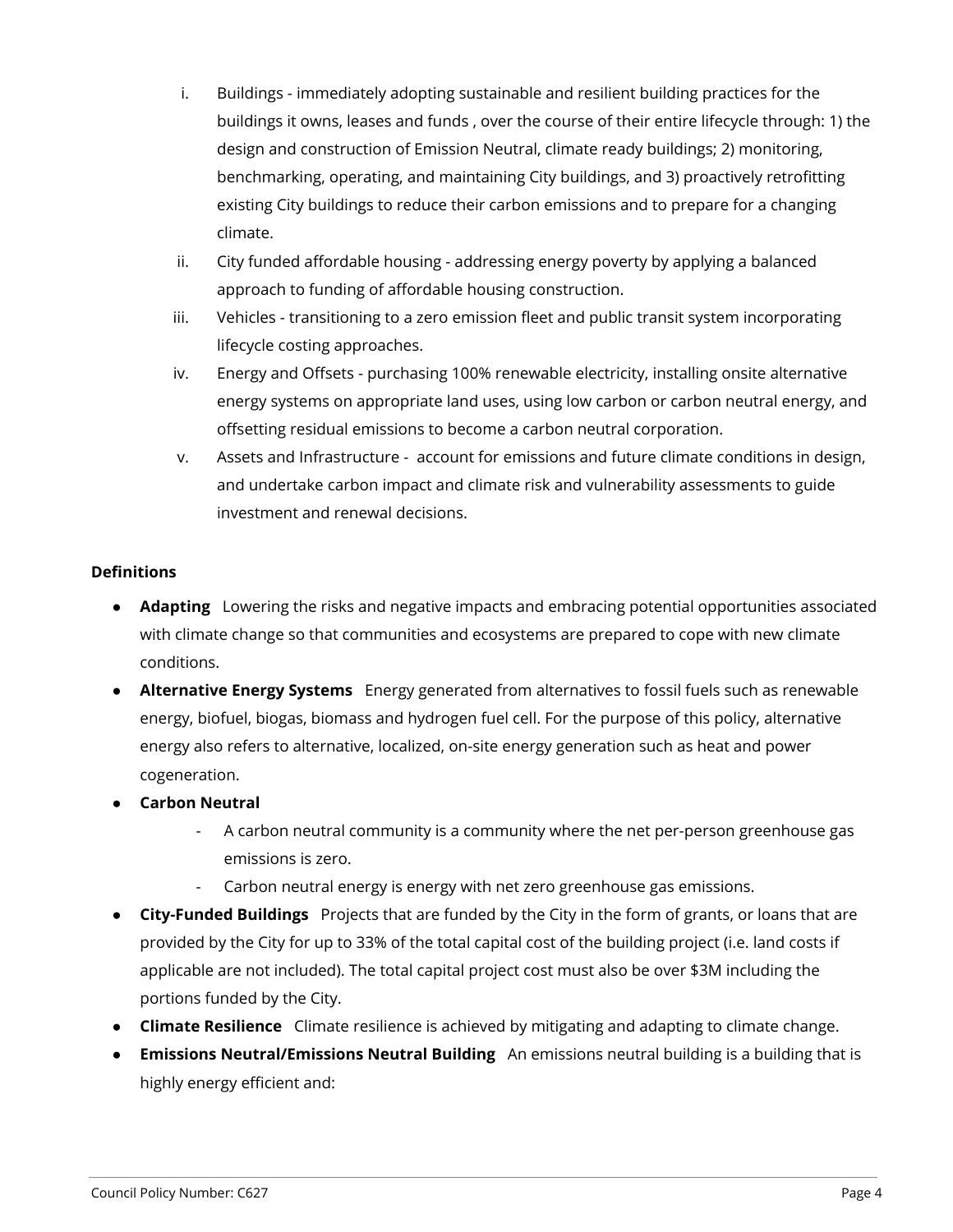i. Buildings - immediately adopting sustainable and resilient building practices for the buildings it owns, leases and funds , over the course of their entire lifecycle through: 1) the design and construction of Emission Neutral, climate ready buildings; 2) monitoring, benchmarking, operating, and maintaining City buildings, and 3) proactively retrofitting existing City buildings to reduce their carbon emissions and to prepare for a changing climate.

ii. City funded affordable housing - addressing energy poverty by applying a balanced approach to funding of affordable housing construction.

iii. Vehicles - transitioning to a zero emission fleet and public transit system incorporating lifecycle costing approaches.

iv. Energy and Offsets - purchasing 100% renewable electricity, installing onsite alternative energy systems on appropriate land uses, using low carbon or carbon neutral energy, and offsetting residual emissions to become a carbon neutral corporation.

v. Assets and Infrastructure - account for emissions and future climate conditions in design, and undertake carbon impact and climate risk and vulnerability assessments to guide investment and renewal decisions.

**Definitions**

- **Adapting** Lowering the risks and negative impacts and embracing potential opportunities associated with climate change so that communities and ecosystems are prepared to cope with new climate conditions.
- **Alternative Energy Systems** Energy generated from alternatives to fossil fuels such as renewable energy, biofuel, biogas, biomass and hydrogen fuel cell. For the purpose of this policy, alternative energy also refers to alternative, localized, on-site energy generation such as heat and power cogeneration.
- **Carbon Neutral**
  - A carbon neutral community is a community where the net per-person greenhouse gas emissions is zero.
  - Carbon neutral energy is energy with net zero greenhouse gas emissions.
- **City-Funded Buildings** Projects that are funded by the City in the form of grants, or loans that are provided by the City for up to 33% of the total capital cost of the building project (i.e. land costs if applicable are not included). The total capital project cost must also be over $3M including the portions funded by the City.
- **Climate Resilience** Climate resilience is achieved by mitigating and adapting to climate change.
- **Emissions Neutral/Emissions Neutral Building** An emissions neutral building is a building that is highly energy efficient and: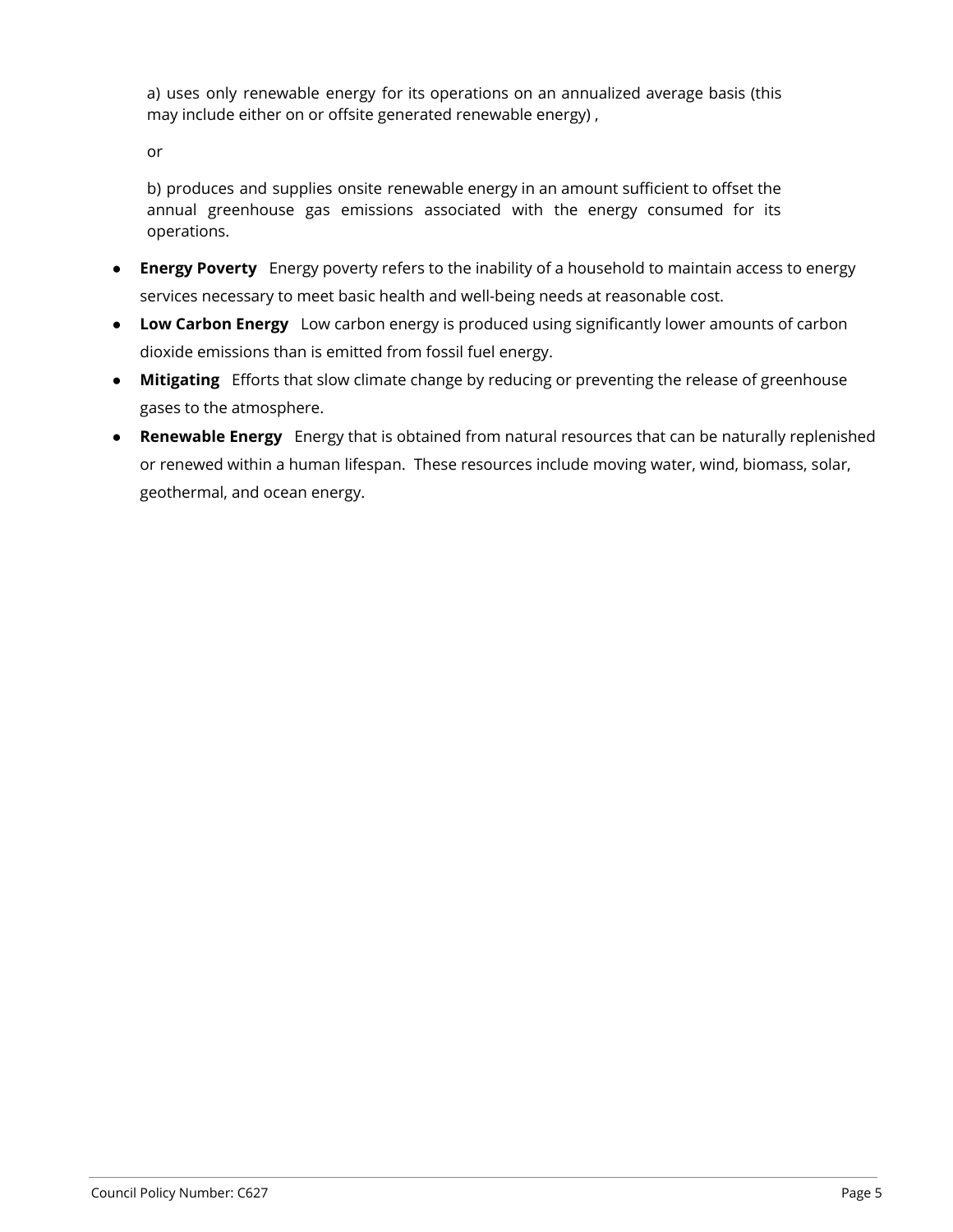a) uses only renewable energy for its operations on an annualized average basis (this may include either on or offsite generated renewable energy) ,

or

b) produces and supplies onsite renewable energy in an amount sufficient to offset the annual greenhouse gas emissions associated with the energy consumed for its operations.

- **Energy Poverty** Energy poverty refers to the inability of a household to maintain access to energy services necessary to meet basic health and well-being needs at reasonable cost.
- **Low Carbon Energy** Low carbon energy is produced using significantly lower amounts of carbon dioxide emissions than is emitted from fossil fuel energy.
- **Mitigating** Efforts that slow climate change by reducing or preventing the release of greenhouse gases to the atmosphere.
- **Renewable Energy** Energy that is obtained from natural resources that can be naturally replenished or renewed within a human lifespan. These resources include moving water, wind, biomass, solar, geothermal, and ocean energy.